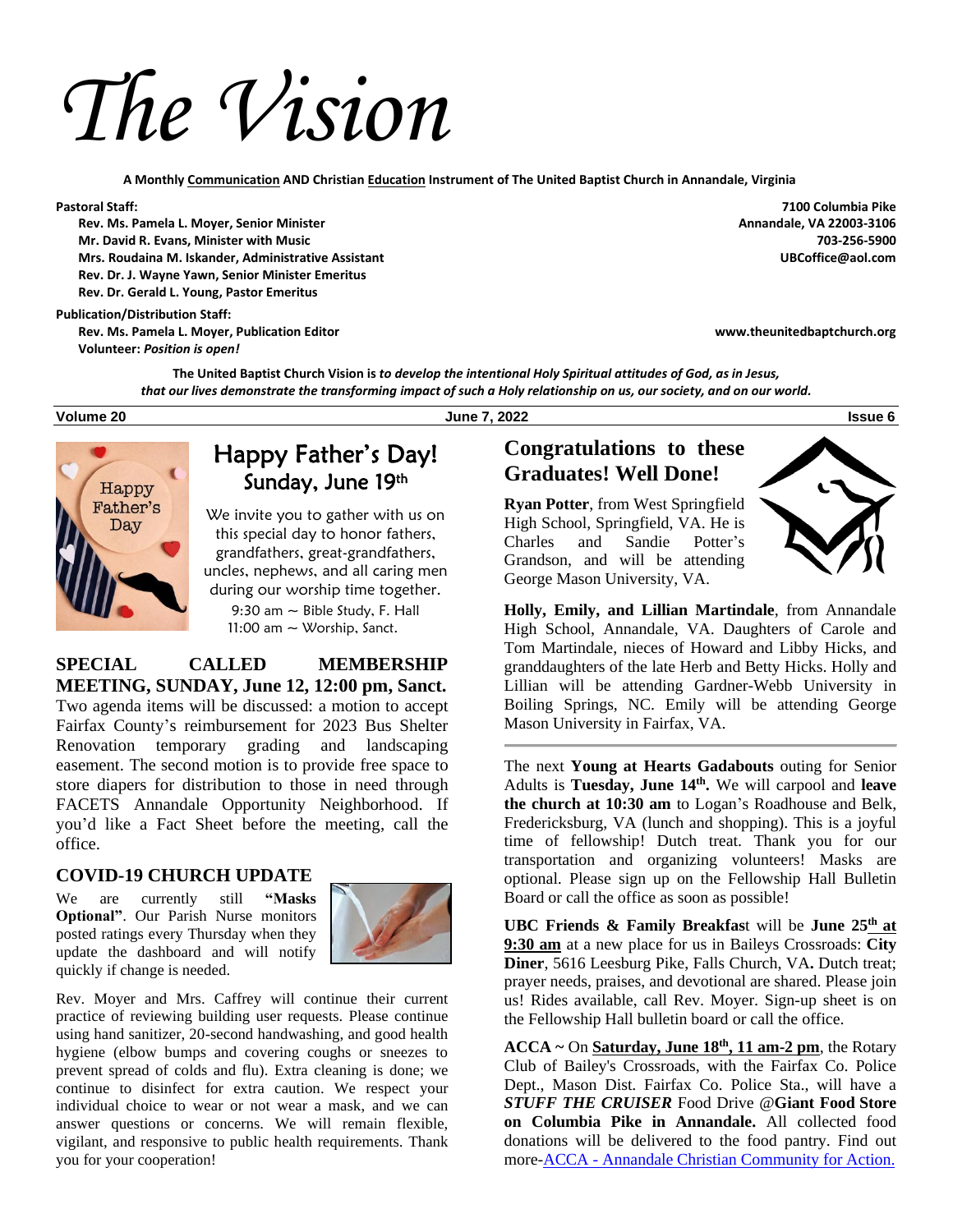# The Vision

**A Monthly Communication AND Christian Education Instrument of The United Baptist Church in Annandale, Virginia**

**Pastoral Staff:**
**Rev. Ms. Pamela L. Moyer, Senior Minister**
**Mr. David R. Evans, Minister with Music**
**Mrs. Roudaina M. Iskander, Administrative Assistant**
**Rev. Dr. J. Wayne Yawn, Senior Minister Emeritus**
**Rev. Dr. Gerald L. Young, Pastor Emeritus**

**Publication/Distribution Staff:**
**Rev. Ms. Pamela L. Moyer, Publication Editor**
**Volunteer:** ***Position is open!***

**7100 Columbia Pike**
**Annandale, VA 22003-3106**
**703-256-5900**
**UBCoffice@aol.com**

**www.theunitedbaptchurch.org**

**The United Baptist Church Vision is** ***to develop the intentional Holy Spiritual attitudes of God, as in Jesus, that our lives demonstrate the transforming impact of such a Holy relationship on us, our society, and on our world.***

**Volume 20** | **June 7, 2022** | **Issue 6**

## Happy Father's Day! Sunday, June 19th

We invite you to gather with us on this special day to honor fathers, grandfathers, great-grandfathers, uncles, nephews, and all caring men during our worship time together.

9:30 am ~ Bible Study, F. Hall
11:00 am ~ Worship, Sanct.

## SPECIAL CALLED MEMBERSHIP MEETING, SUNDAY, June 12, 12:00 pm, Sanct.

Two agenda items will be discussed: a motion to accept Fairfax County's reimbursement for 2023 Bus Shelter Renovation temporary grading and landscaping easement. The second motion is to provide free space to store diapers for distribution to those in need through FACETS Annandale Opportunity Neighborhood. If you'd like a Fact Sheet before the meeting, call the office.

## COVID-19 CHURCH UPDATE

We are currently still **"Masks Optional"**. Our Parish Nurse monitors posted ratings every Thursday when they update the dashboard and will notify quickly if change is needed.

Rev. Moyer and Mrs. Caffrey will continue their current practice of reviewing building user requests. Please continue using hand sanitizer, 20-second handwashing, and good health hygiene (elbow bumps and covering coughs or sneezes to prevent spread of colds and flu). Extra cleaning is done; we continue to disinfect for extra caution. We respect your individual choice to wear or not wear a mask, and we can answer questions or concerns. We will remain flexible, vigilant, and responsive to public health requirements. Thank you for your cooperation!

## Congratulations to these Graduates! Well Done!

**Ryan Potter**, from West Springfield High School, Springfield, VA. He is Charles and Sandie Potter's Grandson, and will be attending George Mason University, VA.

**Holly, Emily, and Lillian Martindale**, from Annandale High School, Annandale, VA. Daughters of Carole and Tom Martindale, nieces of Howard and Libby Hicks, and granddaughters of the late Herb and Betty Hicks. Holly and Lillian will be attending Gardner-Webb University in Boiling Springs, NC. Emily will be attending George Mason University in Fairfax, VA.

---

The next **Young at Hearts Gadabouts** outing for Senior Adults is **Tuesday, June 14th.** We will carpool and **leave the church at 10:30 am** to Logan's Roadhouse and Belk, Fredericksburg, VA (lunch and shopping). This is a joyful time of fellowship! Dutch treat. Thank you for our transportation and organizing volunteers! Masks are optional. Please sign up on the Fellowship Hall Bulletin Board or call the office as soon as possible!

**UBC Friends & Family Breakfast** will be **June 25th at 9:30 am** at a new place for us in Baileys Crossroads: **City Diner**, 5616 Leesburg Pike, Falls Church, VA**.** Dutch treat; prayer needs, praises, and devotional are shared. Please join us! Rides available, call Rev. Moyer. Sign-up sheet is on the Fellowship Hall bulletin board or call the office.

**ACCA ~** On **Saturday, June 18th, 11 am-2 pm**, the Rotary Club of Bailey's Crossroads, with the Fairfax Co. Police Dept., Mason Dist. Fairfax Co. Police Sta., will have a ***STUFF THE CRUISER*** Food Drive @**Giant Food Store on Columbia Pike in Annandale.** All collected food donations will be delivered to the food pantry. Find out more-ACCA - Annandale Christian Community for Action.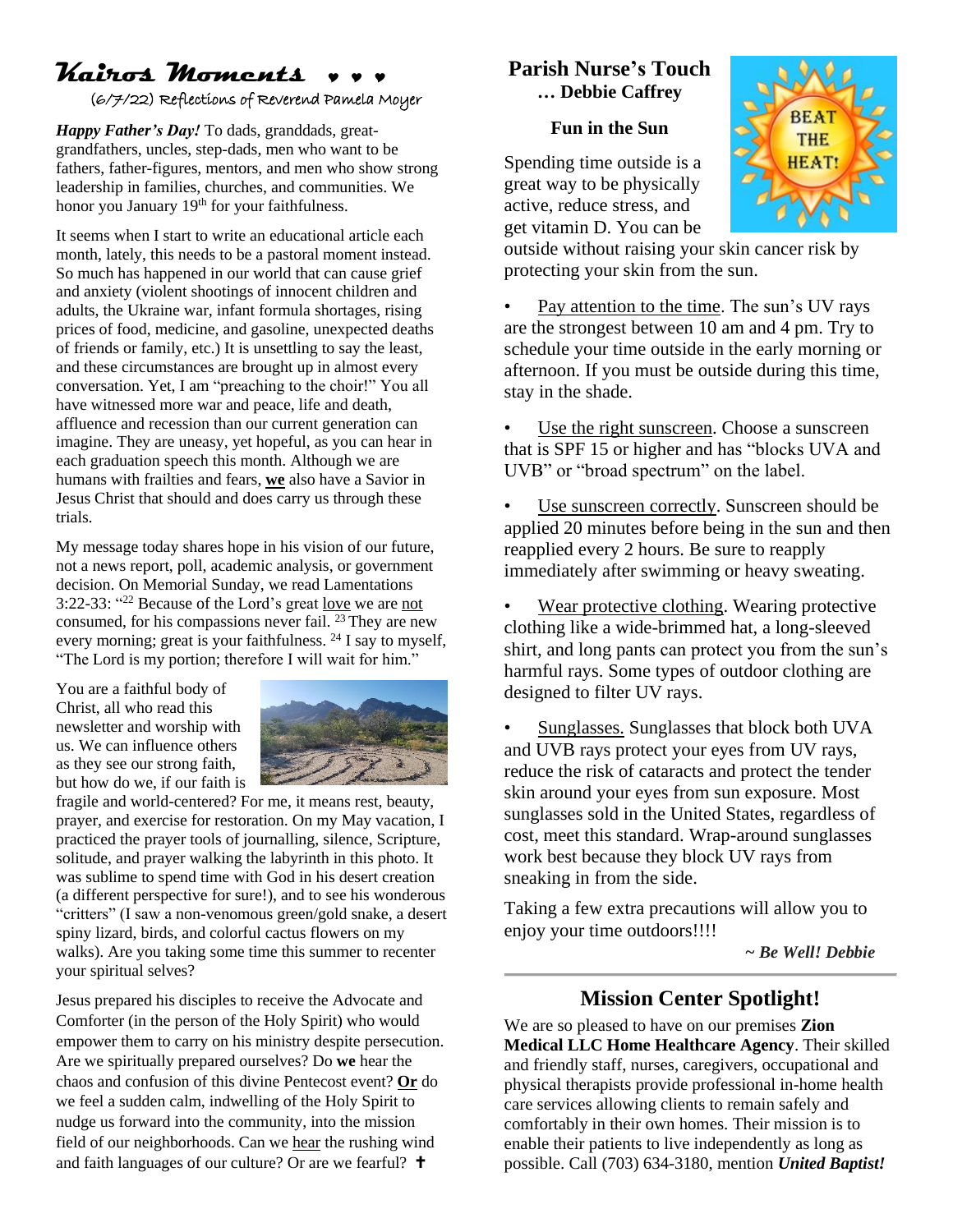## Kairos Moments ♥ ♥ ♥

(6/7/22) Reflections of Reverend Pamela Moyer

***Happy Father's Day!*** To dads, granddads, great-grandfathers, uncles, step-dads, men who want to be fathers, father-figures, mentors, and men who show strong leadership in families, churches, and communities. We honor you January 19th for your faithfulness.

It seems when I start to write an educational article each month, lately, this needs to be a pastoral moment instead. So much has happened in our world that can cause grief and anxiety (violent shootings of innocent children and adults, the Ukraine war, infant formula shortages, rising prices of food, medicine, and gasoline, unexpected deaths of friends or family, etc.) It is unsettling to say the least, and these circumstances are brought up in almost every conversation. Yet, I am "preaching to the choir!" You all have witnessed more war and peace, life and death, affluence and recession than our current generation can imagine. They are uneasy, yet hopeful, as you can hear in each graduation speech this month. Although we are humans with frailties and fears, **we** also have a Savior in Jesus Christ that should and does carry us through these trials.

My message today shares hope in his vision of our future, not a news report, poll, academic analysis, or government decision. On Memorial Sunday, we read Lamentations 3:22-33: "[22] Because of the Lord's great love we are not consumed, for his compassions never fail. [23] They are new every morning; great is your faithfulness. [24] I say to myself, "The Lord is my portion; therefore I will wait for him."

You are a faithful body of Christ, all who read this newsletter and worship with us. We can influence others as they see our strong faith, but how do we, if our faith is fragile and world-centered? For me, it means rest, beauty, prayer, and exercise for restoration. On my May vacation, I practiced the prayer tools of journalling, silence, Scripture, solitude, and prayer walking the labyrinth in this photo. It was sublime to spend time with God in his desert creation (a different perspective for sure!), and to see his wonderous "critters" (I saw a non-venomous green/gold snake, a desert spiny lizard, birds, and colorful cactus flowers on my walks). Are you taking some time this summer to recenter your spiritual selves?

Jesus prepared his disciples to receive the Advocate and Comforter (in the person of the Holy Spirit) who would empower them to carry on his ministry despite persecution. Are we spiritually prepared ourselves? Do **we** hear the chaos and confusion of this divine Pentecost event? **Or** do we feel a sudden calm, indwelling of the Holy Spirit to nudge us forward into the community, into the mission field of our neighborhoods. Can we hear the rushing wind and faith languages of our culture? Or are we fearful? ✝

## Parish Nurse's Touch … Debbie Caffrey

### Fun in the Sun

Spending time outside is a great way to be physically active, reduce stress, and get vitamin D. You can be outside without raising your skin cancer risk by protecting your skin from the sun.

- Pay attention to the time. The sun's UV rays are the strongest between 10 am and 4 pm. Try to schedule your time outside in the early morning or afternoon. If you must be outside during this time, stay in the shade.
- Use the right sunscreen. Choose a sunscreen that is SPF 15 or higher and has "blocks UVA and UVB" or "broad spectrum" on the label.
- Use sunscreen correctly. Sunscreen should be applied 20 minutes before being in the sun and then reapplied every 2 hours. Be sure to reapply immediately after swimming or heavy sweating.
- Wear protective clothing. Wearing protective clothing like a wide-brimmed hat, a long-sleeved shirt, and long pants can protect you from the sun's harmful rays. Some types of outdoor clothing are designed to filter UV rays.
- Sunglasses. Sunglasses that block both UVA and UVB rays protect your eyes from UV rays, reduce the risk of cataracts and protect the tender skin around your eyes from sun exposure. Most sunglasses sold in the United States, regardless of cost, meet this standard. Wrap-around sunglasses work best because they block UV rays from sneaking in from the side.

Taking a few extra precautions will allow you to enjoy your time outdoors!!!!

***~ Be Well! Debbie***

## Mission Center Spotlight!

We are so pleased to have on our premises **Zion Medical LLC Home Healthcare Agency**. Their skilled and friendly staff, nurses, caregivers, occupational and physical therapists provide professional in-home health care services allowing clients to remain safely and comfortably in their own homes. Their mission is to enable their patients to live independently as long as possible. Call (703) 634-3180, mention ***United Baptist!***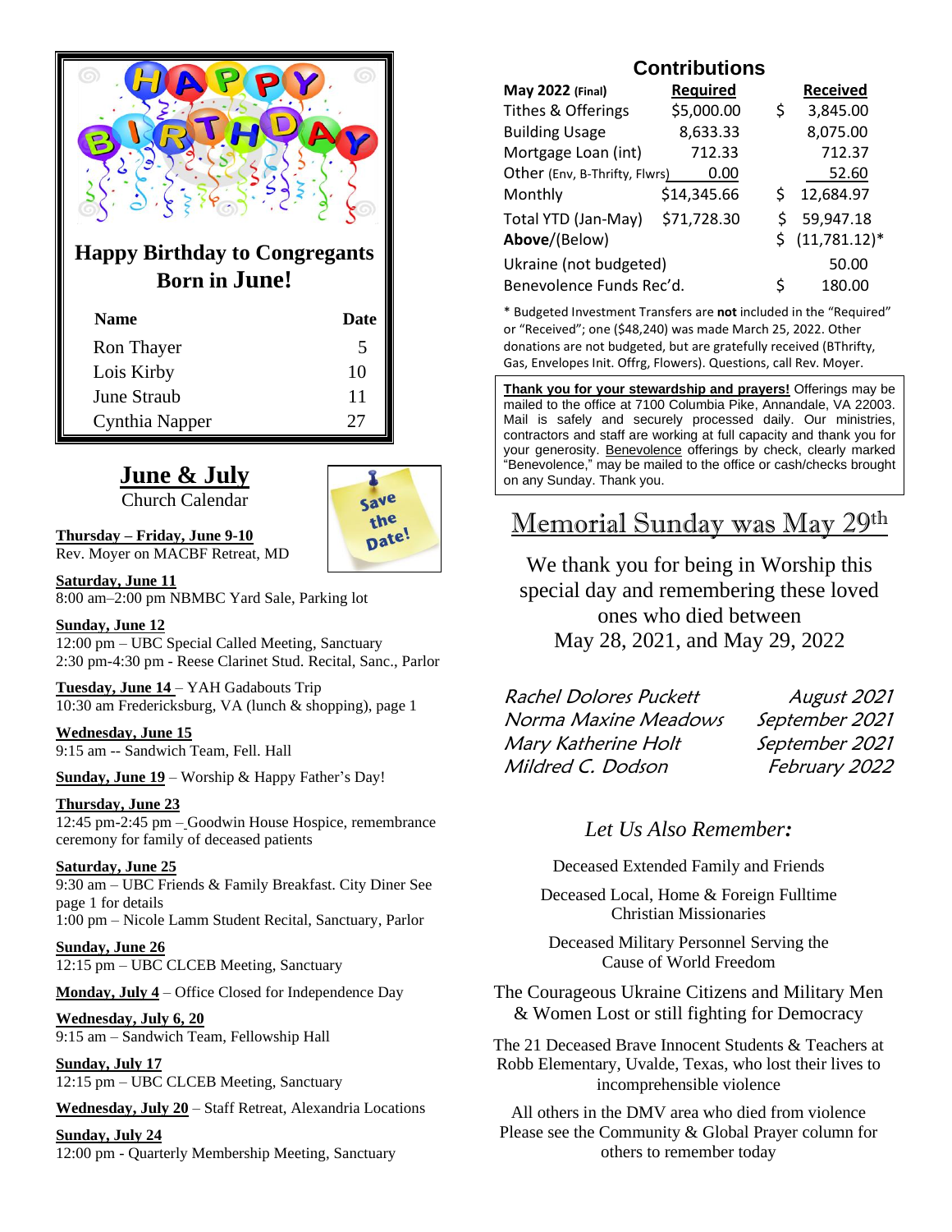## Happy Birthday to Congregants Born in June!

| Name | Date |
| --- | --- |
| Ron Thayer | 5 |
| Lois Kirby | 10 |
| June Straub | 11 |
| Cynthia Napper | 27 |

## June & July

Church Calendar

Save the Date!

**Thursday – Friday, June 9-10**
Rev. Moyer on MACBF Retreat, MD

**Saturday, June 11**
8:00 am–2:00 pm NBMBC Yard Sale, Parking lot

**Sunday, June 12**
12:00 pm – UBC Special Called Meeting, Sanctuary
2:30 pm-4:30 pm - Reese Clarinet Stud. Recital, Sanc., Parlor

**Tuesday, June 14** – YAH Gadabouts Trip
10:30 am Fredericksburg, VA (lunch & shopping), page 1

**Wednesday, June 15**
9:15 am -- Sandwich Team, Fell. Hall

**Sunday, June 19** – Worship & Happy Father's Day!

**Thursday, June 23**
12:45 pm-2:45 pm – Goodwin House Hospice, remembrance ceremony for family of deceased patients

**Saturday, June 25**
9:30 am – UBC Friends & Family Breakfast. City Diner See page 1 for details
1:00 pm – Nicole Lamm Student Recital, Sanctuary, Parlor

**Sunday, June 26**
12:15 pm – UBC CLCEB Meeting, Sanctuary

**Monday, July 4** – Office Closed for Independence Day

**Wednesday, July 6, 20**
9:15 am – Sandwich Team, Fellowship Hall

**Sunday, July 17**
12:15 pm – UBC CLCEB Meeting, Sanctuary

**Wednesday, July 20** – Staff Retreat, Alexandria Locations

**Sunday, July 24**
12:00 pm - Quarterly Membership Meeting, Sanctuary

## Contributions

| **May 2022** (Final) | Required | Received |
| --- | --- | --- |
| Tithes & Offerings | $5,000.00 | $ 3,845.00 |
| Building Usage | 8,633.33 | 8,075.00 |
| Mortgage Loan (int) | 712.33 | 712.37 |
| Other (Env, B-Thrifty, Flwrs) | 0.00 | 52.60 |
| Monthly | $14,345.66 | $ 12,684.97 |
| Total YTD (Jan-May) | $71,728.30 | $ 59,947.18 |
| **Above**/(Below) | | $ (11,781.12)* |
| Ukraine (not budgeted) | | 50.00 |
| Benevolence Funds Rec'd. | | $ 180.00 |

\* Budgeted Investment Transfers are **not** included in the "Required" or "Received"; one ($48,240) was made March 25, 2022. Other donations are not budgeted, but are gratefully received (BThrifty, Gas, Envelopes Init. Offrg, Flowers). Questions, call Rev. Moyer.

**Thank you for your stewardship and prayers!** Offerings may be mailed to the office at 7100 Columbia Pike, Annandale, VA 22003. Mail is safely and securely processed daily. Our ministries, contractors and staff are working at full capacity and thank you for your generosity. Benevolence offerings by check, clearly marked "Benevolence," may be mailed to the office or cash/checks brought on any Sunday. Thank you.

## Memorial Sunday was May 29th

We thank you for being in Worship this special day and remembering these loved ones who died between May 28, 2021, and May 29, 2022

| | |
| --- | --- |
| *Rachel Dolores Puckett* | *August 2021* |
| *Norma Maxine Meadows* | *September 2021* |
| *Mary Katherine Holt* | *September 2021* |
| *Mildred C. Dodson* | *February 2022* |

### *Let Us Also Remember:*

Deceased Extended Family and Friends

Deceased Local, Home & Foreign Fulltime Christian Missionaries

Deceased Military Personnel Serving the Cause of World Freedom

The Courageous Ukraine Citizens and Military Men & Women Lost or still fighting for Democracy

The 21 Deceased Brave Innocent Students & Teachers at Robb Elementary, Uvalde, Texas, who lost their lives to incomprehensible violence

All others in the DMV area who died from violence
Please see the Community & Global Prayer column for others to remember today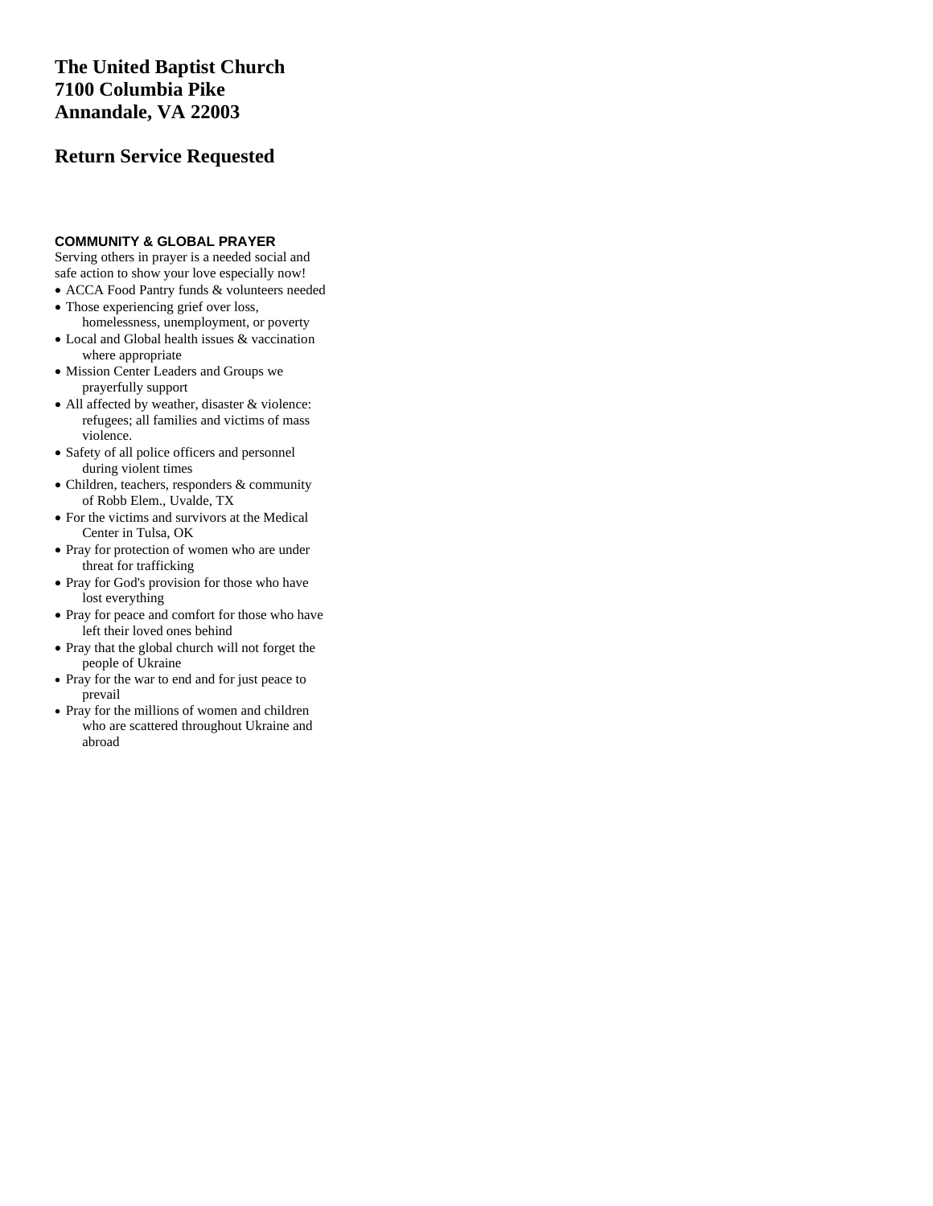**The United Baptist Church**
**7100 Columbia Pike**
**Annandale, VA 22003**

**Return Service Requested**

**COMMUNITY & GLOBAL PRAYER**

Serving others in prayer is a needed social and safe action to show your love especially now!

- ACCA Food Pantry funds & volunteers needed
- Those experiencing grief over loss, homelessness, unemployment, or poverty
- Local and Global health issues & vaccination where appropriate
- Mission Center Leaders and Groups we prayerfully support
- All affected by weather, disaster & violence: refugees; all families and victims of mass violence.
- Safety of all police officers and personnel during violent times
- Children, teachers, responders & community of Robb Elem., Uvalde, TX
- For the victims and survivors at the Medical Center in Tulsa, OK
- Pray for protection of women who are under threat for trafficking
- Pray for God's provision for those who have lost everything
- Pray for peace and comfort for those who have left their loved ones behind
- Pray that the global church will not forget the people of Ukraine
- Pray for the war to end and for just peace to prevail
- Pray for the millions of women and children who are scattered throughout Ukraine and abroad